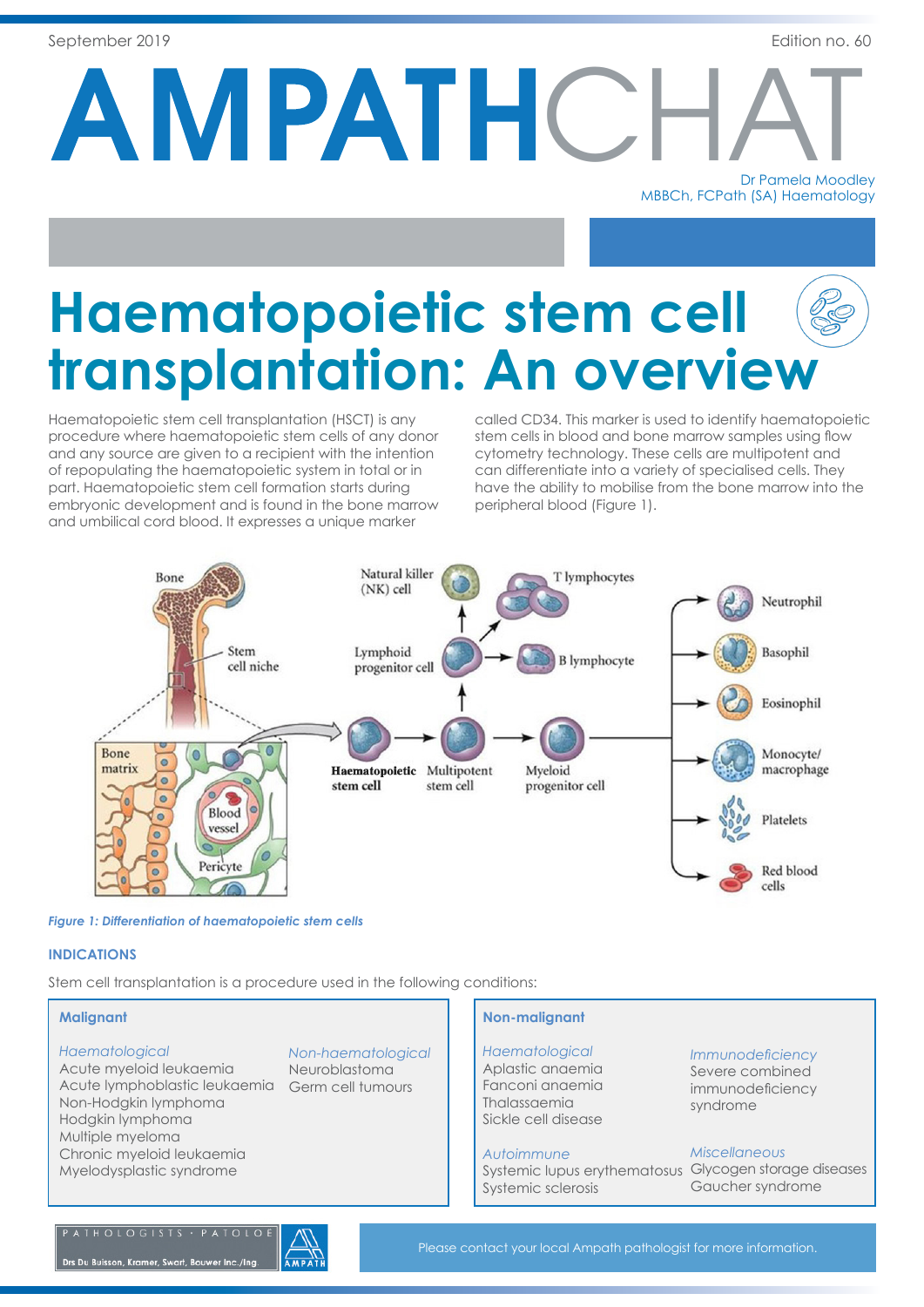September 2019 Edition no. 60

# AMPATHCHAT

Dr Pamela Moodley
MBBCh, FCPath (SA) Haematology

# Haematopoietic stem cell transplantation: An overview

Haematopoietic stem cell transplantation (HSCT) is any procedure where haematopoietic stem cells of any donor and any source are given to a recipient with the intention of repopulating the haematopoietic system in total or in part. Haematopoietic stem cell formation starts during embryonic development and is found in the bone marrow and umbilical cord blood. It expresses a unique marker called CD34. This marker is used to identify haematopoietic stem cells in blood and bone marrow samples using flow cytometry technology. These cells are multipotent and can differentiate into a variety of specialised cells. They have the ability to mobilise from the bone marrow into the peripheral blood (Figure 1).

*Figure 1: Differentiation of haematopoietic stem cells*

## INDICATIONS

Stem cell transplantation is a procedure used in the following conditions:

### Malignant

*Haematological*
- Acute myeloid leukaemia
- Acute lymphoblastic leukaemia
- Non-Hodgkin lymphoma
- Hodgkin lymphoma
- Multiple myeloma
- Chronic myeloid leukaemia
- Myelodysplastic syndrome

*Non-haematological*
- Neuroblastoma
- Germ cell tumours

### Non-malignant

*Haematological*
- Aplastic anaemia
- Fanconi anaemia
- Thalassaemia
- Sickle cell disease

*Immunodeficiency*
- Severe combined immunodeficiency syndrome

*Autoimmune*
- Systemic lupus erythematosus
- Systemic sclerosis

*Miscellaneous*
- Glycogen storage diseases
- Gaucher syndrome

Please contact your local Ampath pathologist for more information.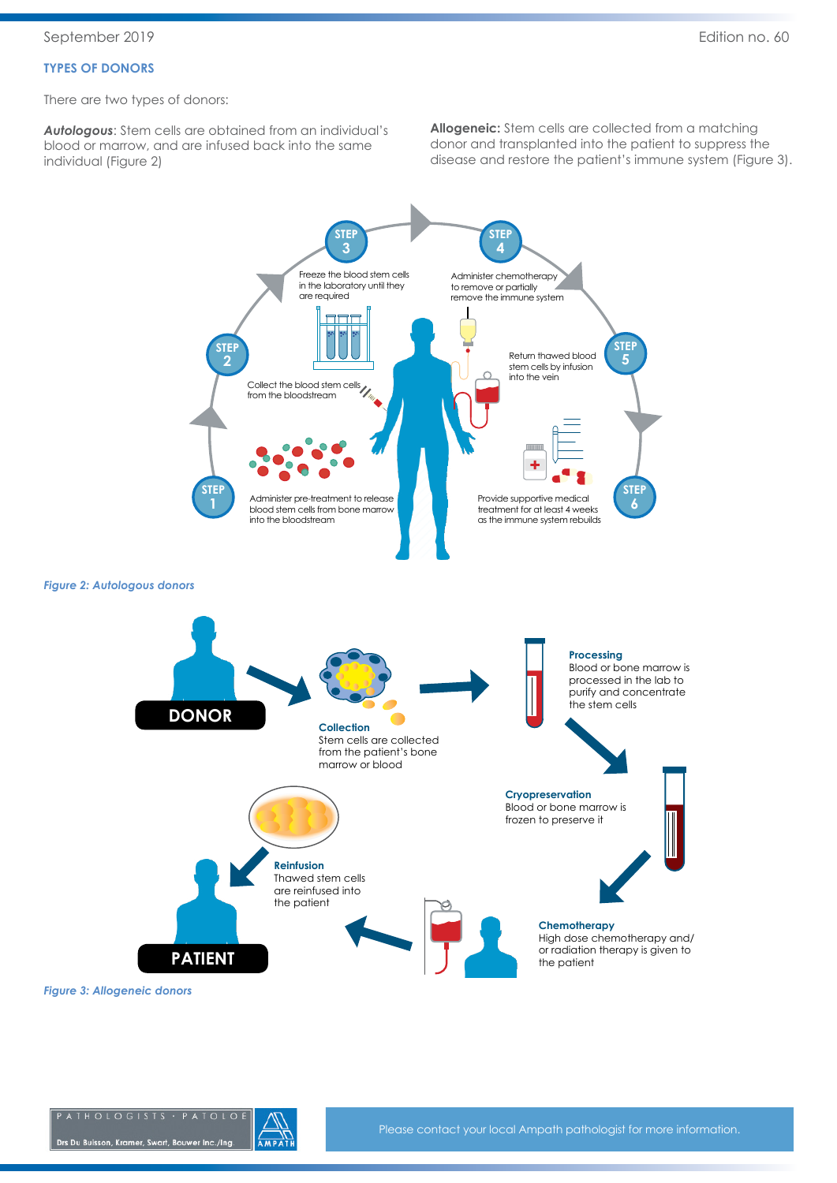## TYPES OF DONORS

There are two types of donors:

***Autologous***: Stem cells are obtained from an individual's blood or marrow, and are infused back into the same individual (Figure 2)

**Allogeneic:** Stem cells are collected from a matching donor and transplanted into the patient to suppress the disease and restore the patient's immune system (Figure 3).

STEP 1
Administer pre-treatment to release blood stem cells from bone marrow into the bloodstream

STEP 2
Collect the blood stem cells from the bloodstream

STEP 3
Freeze the blood stem cells in the laboratory until they are required

STEP 4
Administer chemotherapy to remove or partially remove the immune system

STEP 5
Return thawed blood stem cells by infusion into the vein

STEP 6
Provide supportive medical treatment for at least 4 weeks as the immune system rebuilds

*Figure 2: Autologous donors*

DONOR

**Collection**
Stem cells are collected from the patient's bone marrow or blood

**Processing**
Blood or bone marrow is processed in the lab to purify and concentrate the stem cells

**Cryopreservation**
Blood or bone marrow is frozen to preserve it

**Chemotherapy**
High dose chemotherapy and/ or radiation therapy is given to the patient

**Reinfusion**
Thawed stem cells are reinfused into the patient

PATIENT

*Figure 3: Allogeneic donors*

Please contact your local Ampath pathologist for more information.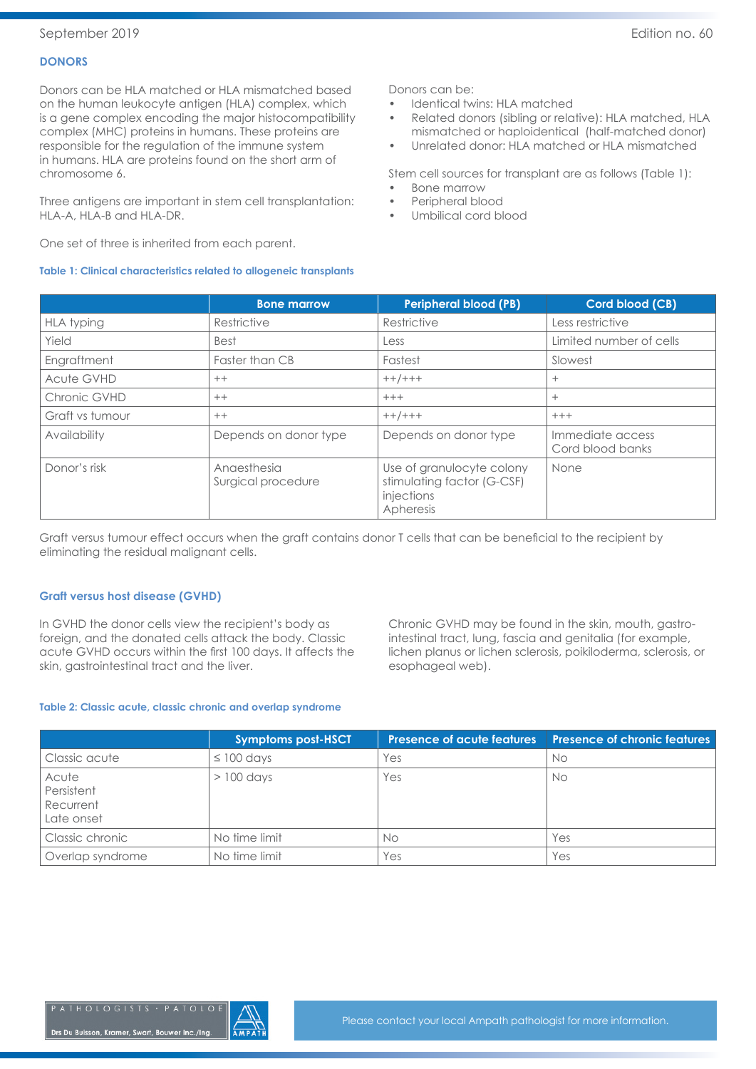## DONORS

Donors can be HLA matched or HLA mismatched based on the human leukocyte antigen (HLA) complex, which is a gene complex encoding the major histocompatibility complex (MHC) proteins in humans. These proteins are responsible for the regulation of the immune system in humans. HLA are proteins found on the short arm of chromosome 6.

Three antigens are important in stem cell transplantation: HLA-A, HLA-B and HLA-DR.

One set of three is inherited from each parent.

Donors can be:

- Identical twins: HLA matched
- Related donors (sibling or relative): HLA matched, HLA mismatched or haploidentical (half-matched donor)
- Unrelated donor: HLA matched or HLA mismatched

Stem cell sources for transplant are as follows (Table 1):

- Bone marrow
- Peripheral blood
- Umbilical cord blood

**Table 1: Clinical characteristics related to allogeneic transplants**

| | Bone marrow | Peripheral blood (PB) | Cord blood (CB) |
|---|---|---|---|
| HLA typing | Restrictive | Restrictive | Less restrictive |
| Yield | Best | Less | Limited number of cells |
| Engraftment | Faster than CB | Fastest | Slowest |
| Acute GVHD | ++ | ++/+++ | + |
| Chronic GVHD | ++ | +++ | + |
| Graft vs tumour | ++ | ++/+++ | +++ |
| Availability | Depends on donor type | Depends on donor type | Immediate access<br>Cord blood banks |
| Donor's risk | Anaesthesia<br>Surgical procedure | Use of granulocyte colony stimulating factor (G-CSF) injections<br>Apheresis | None |

Graft versus tumour effect occurs when the graft contains donor T cells that can be beneficial to the recipient by eliminating the residual malignant cells.

## Graft versus host disease (GVHD)

In GVHD the donor cells view the recipient's body as foreign, and the donated cells attack the body. Classic acute GVHD occurs within the first 100 days. It affects the skin, gastrointestinal tract and the liver.

Chronic GVHD may be found in the skin, mouth, gastro-intestinal tract, lung, fascia and genitalia (for example, lichen planus or lichen sclerosis, poikiloderma, sclerosis, or esophageal web).

**Table 2: Classic acute, classic chronic and overlap syndrome**

| | Symptoms post-HSCT | Presence of acute features | Presence of chronic features |
|---|---|---|---|
| Classic acute | ≤ 100 days | Yes | No |
| Acute<br>Persistent<br>Recurrent<br>Late onset | > 100 days | Yes | No |
| Classic chronic | No time limit | No | Yes |
| Overlap syndrome | No time limit | Yes | Yes |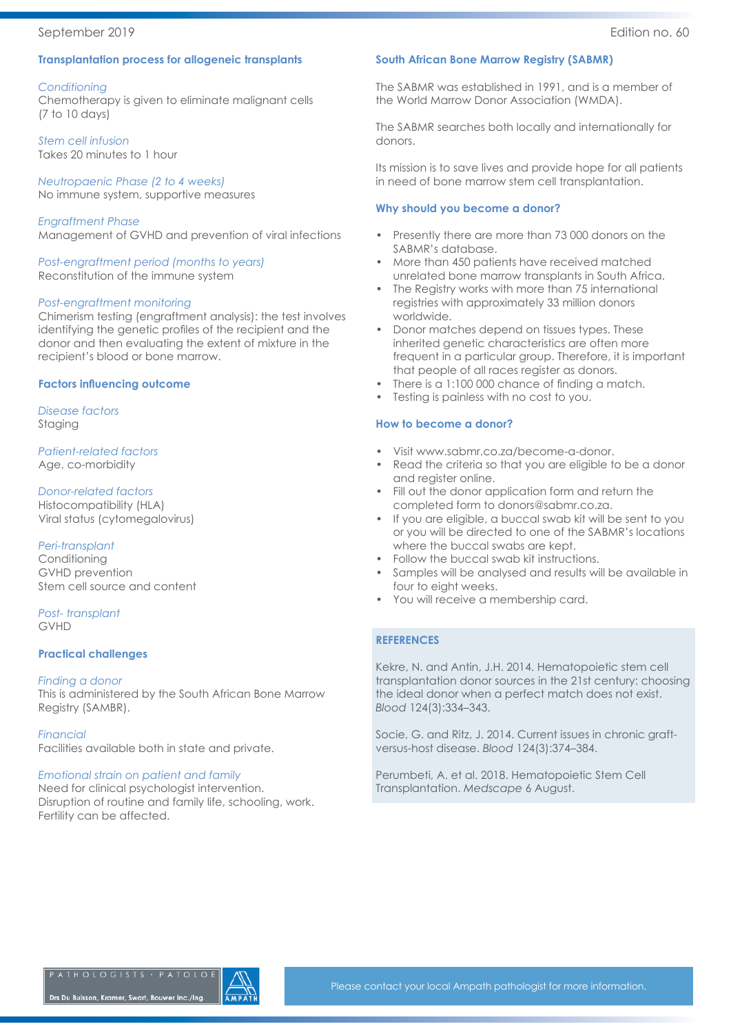### Transplantation process for allogeneic transplants

*Conditioning*
Chemotherapy is given to eliminate malignant cells (7 to 10 days)

*Stem cell infusion*
Takes 20 minutes to 1 hour

*Neutropaenic Phase (2 to 4 weeks)*
No immune system, supportive measures

*Engraftment Phase*
Management of GVHD and prevention of viral infections

*Post-engraftment period (months to years)*
Reconstitution of the immune system

*Post-engraftment monitoring*
Chimerism testing (engraftment analysis): the test involves identifying the genetic profiles of the recipient and the donor and then evaluating the extent of mixture in the recipient's blood or bone marrow.

### Factors influencing outcome

*Disease factors*
Staging

*Patient-related factors*
Age, co-morbidity

*Donor-related factors*
Histocompatibility (HLA)
Viral status (cytomegalovirus)

*Peri-transplant*
Conditioning
GVHD prevention
Stem cell source and content

*Post- transplant*
GVHD

### Practical challenges

*Finding a donor*
This is administered by the South African Bone Marrow Registry (SAMBR).

*Financial*
Facilities available both in state and private.

*Emotional strain on patient and family*
Need for clinical psychologist intervention.
Disruption of routine and family life, schooling, work.
Fertility can be affected.

### South African Bone Marrow Registry (SABMR)

The SABMR was established in 1991, and is a member of the World Marrow Donor Association (WMDA).

The SABMR searches both locally and internationally for donors.

Its mission is to save lives and provide hope for all patients in need of bone marrow stem cell transplantation.

### Why should you become a donor?

- Presently there are more than 73 000 donors on the SABMR's database.
- More than 450 patients have received matched unrelated bone marrow transplants in South Africa.
- The Registry works with more than 75 international registries with approximately 33 million donors worldwide.
- Donor matches depend on tissues types. These inherited genetic characteristics are often more frequent in a particular group. Therefore, it is important that people of all races register as donors.
- There is a 1:100 000 chance of finding a match.
- Testing is painless with no cost to you.

### How to become a donor?

- Visit www.sabmr.co.za/become-a-donor.
- Read the criteria so that you are eligible to be a donor and register online.
- Fill out the donor application form and return the completed form to donors@sabmr.co.za.
- If you are eligible, a buccal swab kit will be sent to you or you will be directed to one of the SABMR's locations where the buccal swabs are kept.
- Follow the buccal swab kit instructions.
- Samples will be analysed and results will be available in four to eight weeks.
- You will receive a membership card.

### REFERENCES

Kekre, N. and Antin, J.H. 2014. Hematopoietic stem cell transplantation donor sources in the 21st century: choosing the ideal donor when a perfect match does not exist. *Blood* 124(3):334–343.

Socie, G. and Ritz, J. 2014. Current issues in chronic graft-versus-host disease. *Blood* 124(3):374–384.

Perumbeti, A. et al. 2018. Hematopoietic Stem Cell Transplantation. *Medscape* 6 August.

PATHOLOGISTS · PATOLOE
Drs Du Buisson, Kramer, Swart, Bouwer Inc./Ing.
AMPATH

Please contact your local Ampath pathologist for more information.